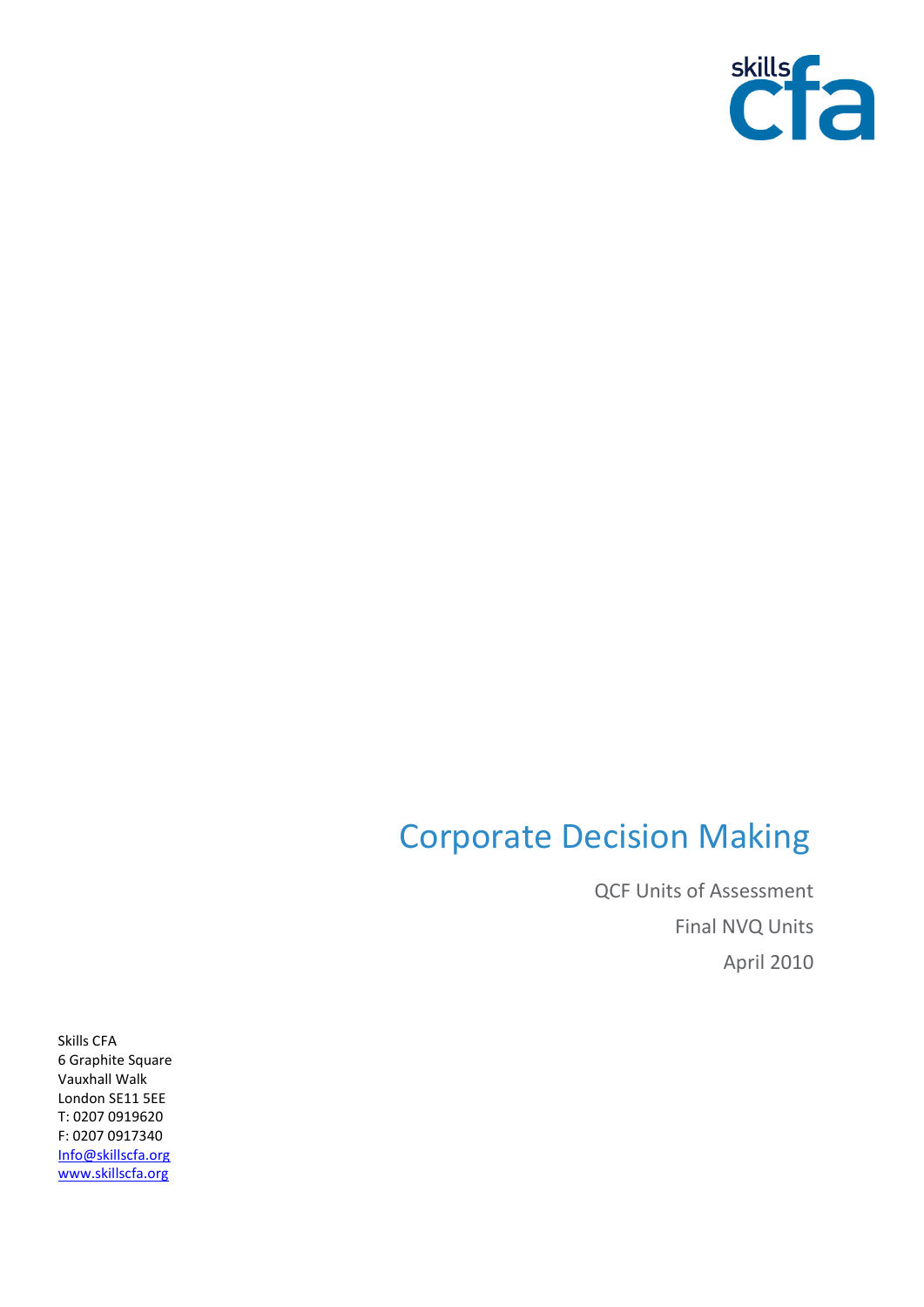skills cfa

# Corporate Decision Making

QCF Units of Assessment

Final NVQ Units

April 2010

Skills CFA
6 Graphite Square
Vauxhall Walk
London SE11 5EE
T: 0207 0919620
F: 0207 0917340
Info@skillscfa.org
www.skillscfa.org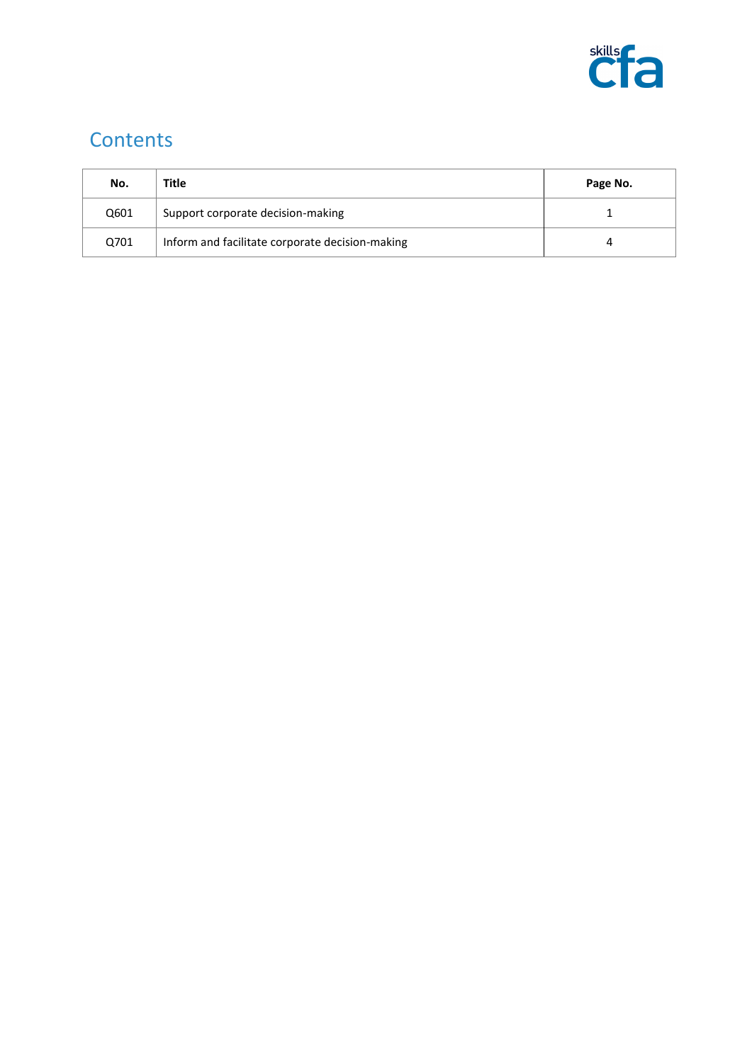# Contents

| No. | Title | Page No. |
|---|---|---|
| Q601 | Support corporate decision-making | 1 |
| Q701 | Inform and facilitate corporate decision-making | 4 |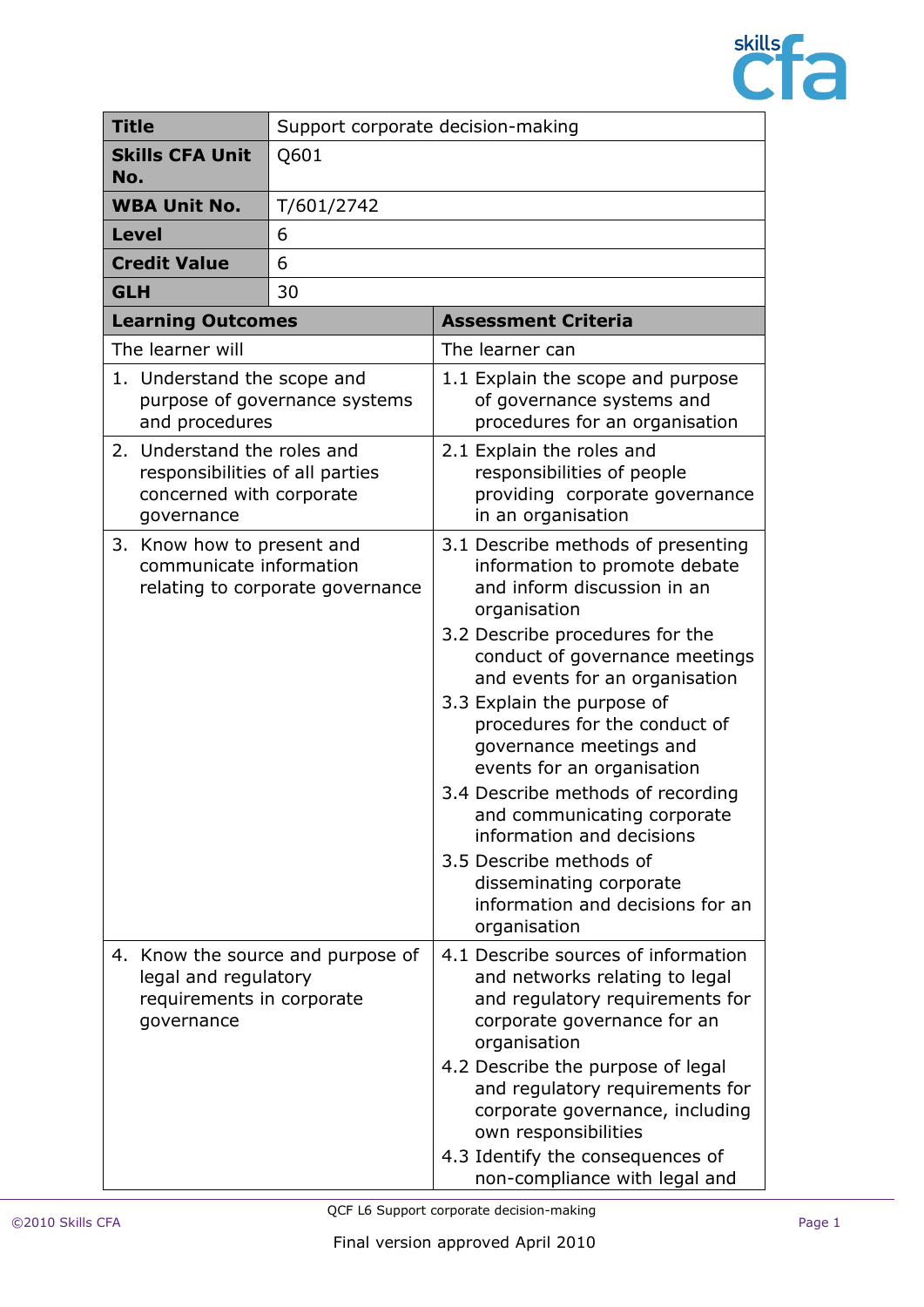| **Title** | Support corporate decision-making |
|---|---|
| **Skills CFA Unit No.** | Q601 |
| **WBA Unit No.** | T/601/2742 |
| **Level** | 6 |
| **Credit Value** | 6 |
| **GLH** | 30 |

| **Learning Outcomes** | **Assessment Criteria** |
|---|---|
| The learner will | The learner can |
| 1. Understand the scope and purpose of governance systems and procedures | 1.1 Explain the scope and purpose of governance systems and procedures for an organisation |
| 2. Understand the roles and responsibilities of all parties concerned with corporate governance | 2.1 Explain the roles and responsibilities of people providing corporate governance in an organisation |
| 3. Know how to present and communicate information relating to corporate governance | 3.1 Describe methods of presenting information to promote debate and inform discussion in an organisation<br>3.2 Describe procedures for the conduct of governance meetings and events for an organisation<br>3.3 Explain the purpose of procedures for the conduct of governance meetings and events for an organisation<br>3.4 Describe methods of recording and communicating corporate information and decisions<br>3.5 Describe methods of disseminating corporate information and decisions for an organisation |
| 4. Know the source and purpose of legal and regulatory requirements in corporate governance | 4.1 Describe sources of information and networks relating to legal and regulatory requirements for corporate governance for an organisation<br>4.2 Describe the purpose of legal and regulatory requirements for corporate governance, including own responsibilities<br>4.3 Identify the consequences of non-compliance with legal and |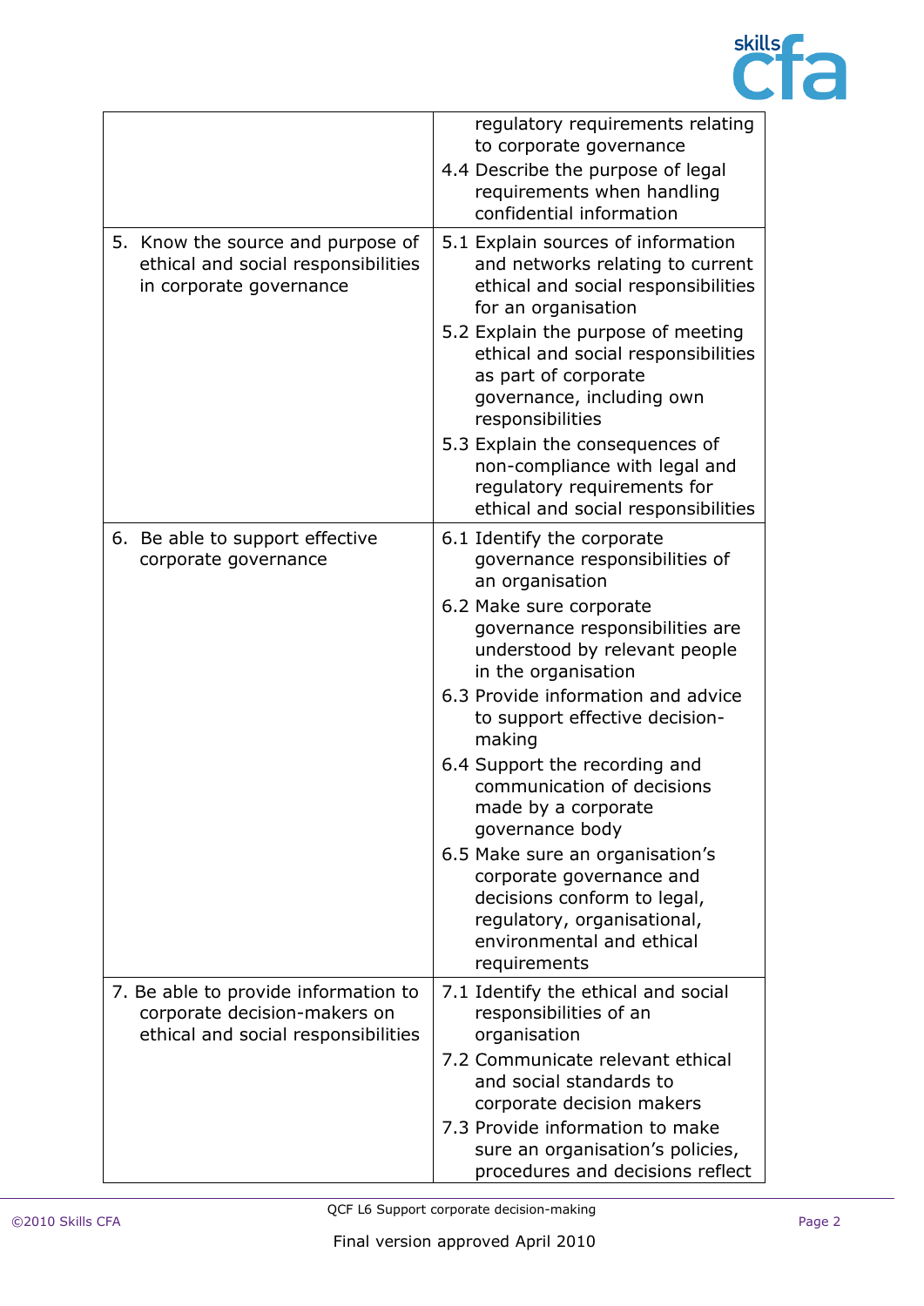| | |
|---|---|
| | regulatory requirements relating to corporate governance<br>4.4 Describe the purpose of legal requirements when handling confidential information |
| 5. Know the source and purpose of ethical and social responsibilities in corporate governance | 5.1 Explain sources of information and networks relating to current ethical and social responsibilities for an organisation<br>5.2 Explain the purpose of meeting ethical and social responsibilities as part of corporate governance, including own responsibilities<br>5.3 Explain the consequences of non-compliance with legal and regulatory requirements for ethical and social responsibilities |
| 6. Be able to support effective corporate governance | 6.1 Identify the corporate governance responsibilities of an organisation<br>6.2 Make sure corporate governance responsibilities are understood by relevant people in the organisation<br>6.3 Provide information and advice to support effective decision-making<br>6.4 Support the recording and communication of decisions made by a corporate governance body<br>6.5 Make sure an organisation's corporate governance and decisions conform to legal, regulatory, organisational, environmental and ethical requirements |
| 7. Be able to provide information to corporate decision-makers on ethical and social responsibilities | 7.1 Identify the ethical and social responsibilities of an organisation<br>7.2 Communicate relevant ethical and social standards to corporate decision makers<br>7.3 Provide information to make sure an organisation's policies, procedures and decisions reflect |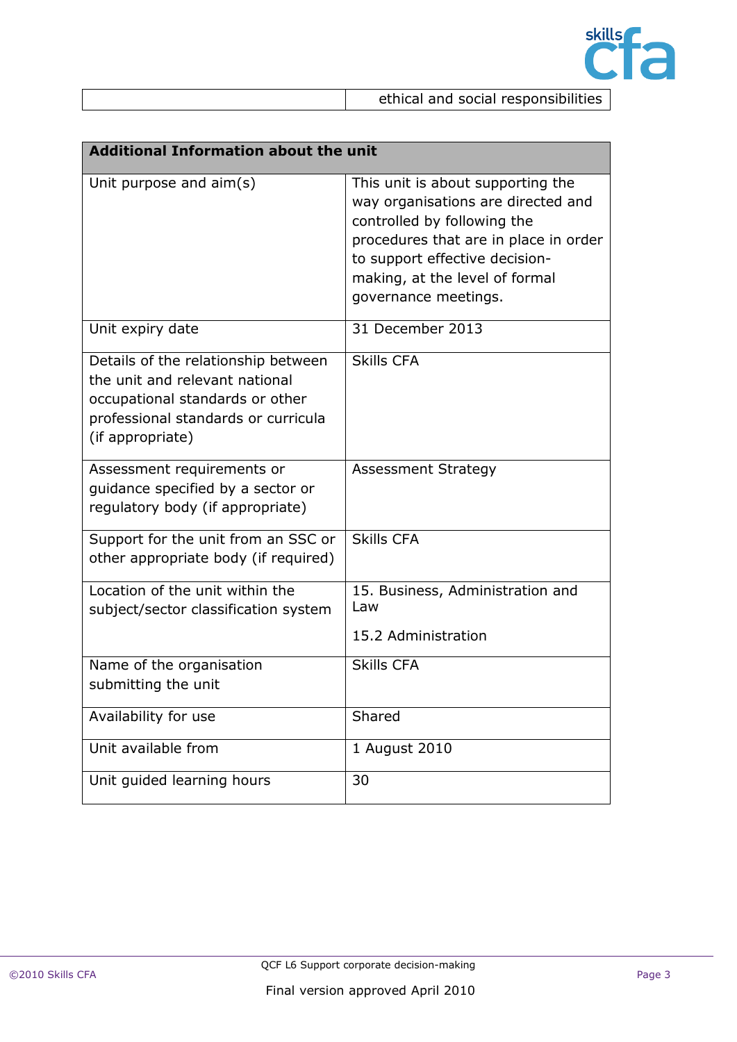| | ethical and social responsibilities |
|---|---|

| Additional Information about the unit | |
|---|---|
| Unit purpose and aim(s) | This unit is about supporting the way organisations are directed and controlled by following the procedures that are in place in order to support effective decision-making, at the level of formal governance meetings. |
| Unit expiry date | 31 December 2013 |
| Details of the relationship between the unit and relevant national occupational standards or other professional standards or curricula (if appropriate) | Skills CFA |
| Assessment requirements or guidance specified by a sector or regulatory body (if appropriate) | Assessment Strategy |
| Support for the unit from an SSC or other appropriate body (if required) | Skills CFA |
| Location of the unit within the subject/sector classification system | 15. Business, Administration and Law<br><br>15.2 Administration |
| Name of the organisation submitting the unit | Skills CFA |
| Availability for use | Shared |
| Unit available from | 1 August 2010 |
| Unit guided learning hours | 30 |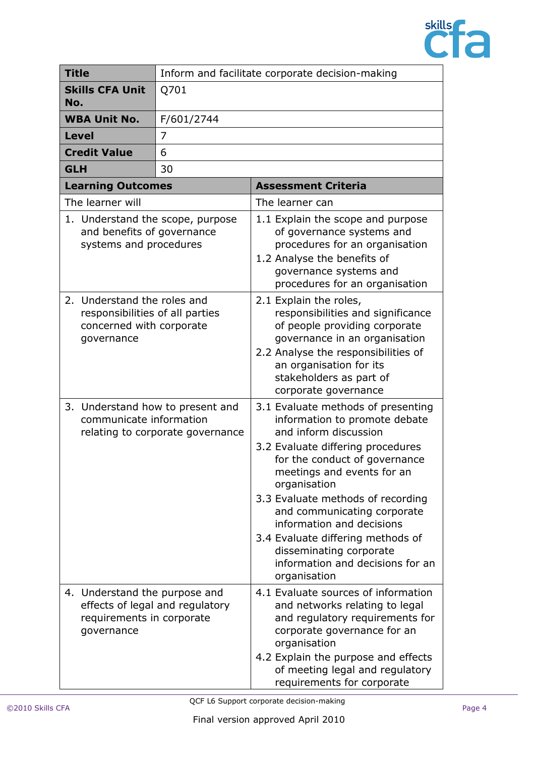| **Title** | Inform and facilitate corporate decision-making |
|---|---|
| **Skills CFA Unit No.** | Q701 |
| **WBA Unit No.** | F/601/2744 |
| **Level** | 7 |
| **Credit Value** | 6 |
| **GLH** | 30 |

| **Learning Outcomes** | **Assessment Criteria** |
|---|---|
| The learner will | The learner can |
| 1. Understand the scope, purpose and benefits of governance systems and procedures | 1.1 Explain the scope and purpose of governance systems and procedures for an organisation<br>1.2 Analyse the benefits of governance systems and procedures for an organisation |
| 2. Understand the roles and responsibilities of all parties concerned with corporate governance | 2.1 Explain the roles, responsibilities and significance of people providing corporate governance in an organisation<br>2.2 Analyse the responsibilities of an organisation for its stakeholders as part of corporate governance |
| 3. Understand how to present and communicate information relating to corporate governance | 3.1 Evaluate methods of presenting information to promote debate and inform discussion<br>3.2 Evaluate differing procedures for the conduct of governance meetings and events for an organisation<br>3.3 Evaluate methods of recording and communicating corporate information and decisions<br>3.4 Evaluate differing methods of disseminating corporate information and decisions for an organisation |
| 4. Understand the purpose and effects of legal and regulatory requirements in corporate governance | 4.1 Evaluate sources of information and networks relating to legal and regulatory requirements for corporate governance for an organisation<br>4.2 Explain the purpose and effects of meeting legal and regulatory requirements for corporate |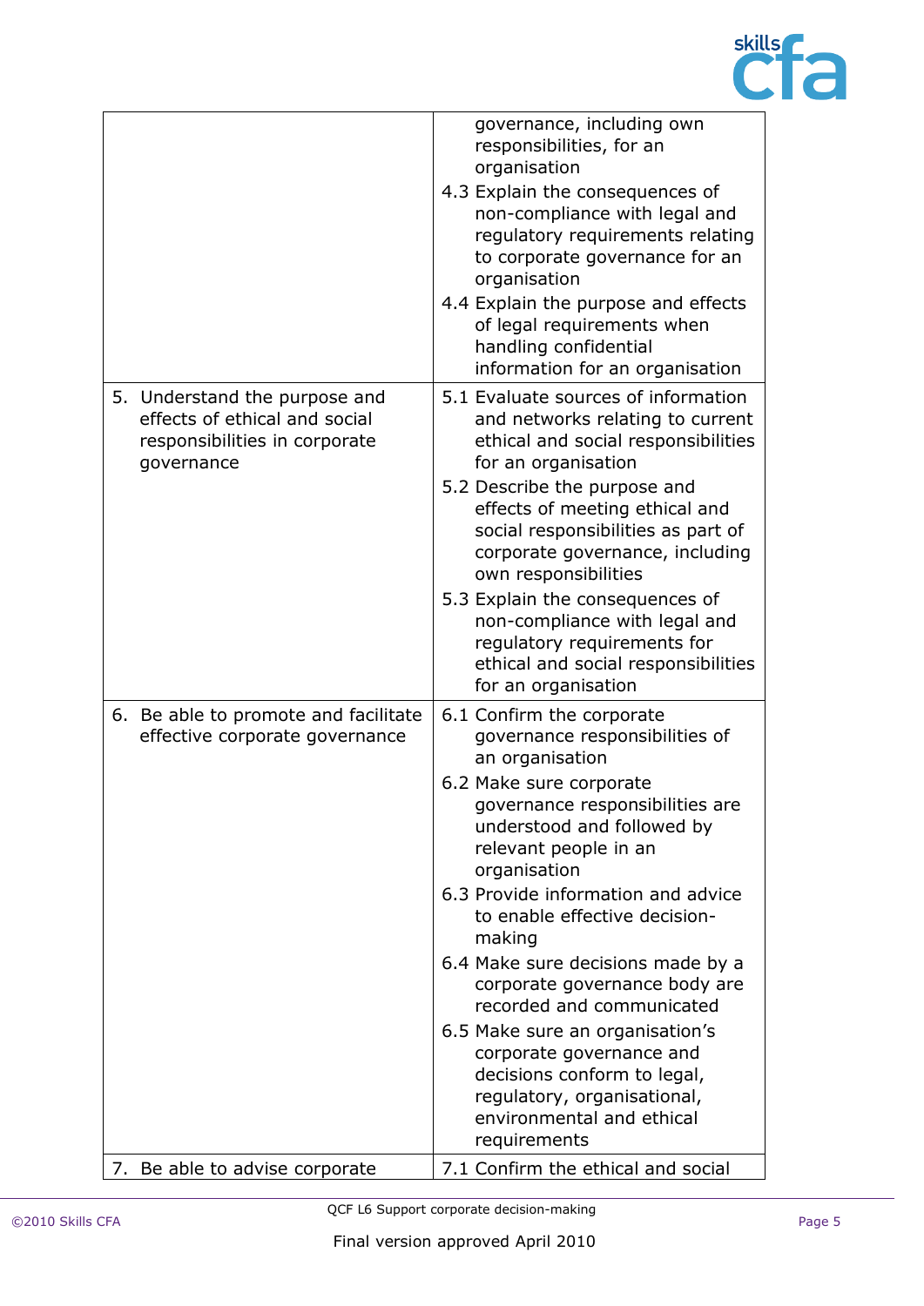| | |
|---|---|
| | governance, including own responsibilities, for an organisation<br>4.3 Explain the consequences of non-compliance with legal and regulatory requirements relating to corporate governance for an organisation<br>4.4 Explain the purpose and effects of legal requirements when handling confidential information for an organisation |
| 5. Understand the purpose and effects of ethical and social responsibilities in corporate governance | 5.1 Evaluate sources of information and networks relating to current ethical and social responsibilities for an organisation<br>5.2 Describe the purpose and effects of meeting ethical and social responsibilities as part of corporate governance, including own responsibilities<br>5.3 Explain the consequences of non-compliance with legal and regulatory requirements for ethical and social responsibilities for an organisation |
| 6. Be able to promote and facilitate effective corporate governance | 6.1 Confirm the corporate governance responsibilities of an organisation<br>6.2 Make sure corporate governance responsibilities are understood and followed by relevant people in an organisation<br>6.3 Provide information and advice to enable effective decision-making<br>6.4 Make sure decisions made by a corporate governance body are recorded and communicated<br>6.5 Make sure an organisation's corporate governance and decisions conform to legal, regulatory, organisational, environmental and ethical requirements |
| 7. Be able to advise corporate | 7.1 Confirm the ethical and social |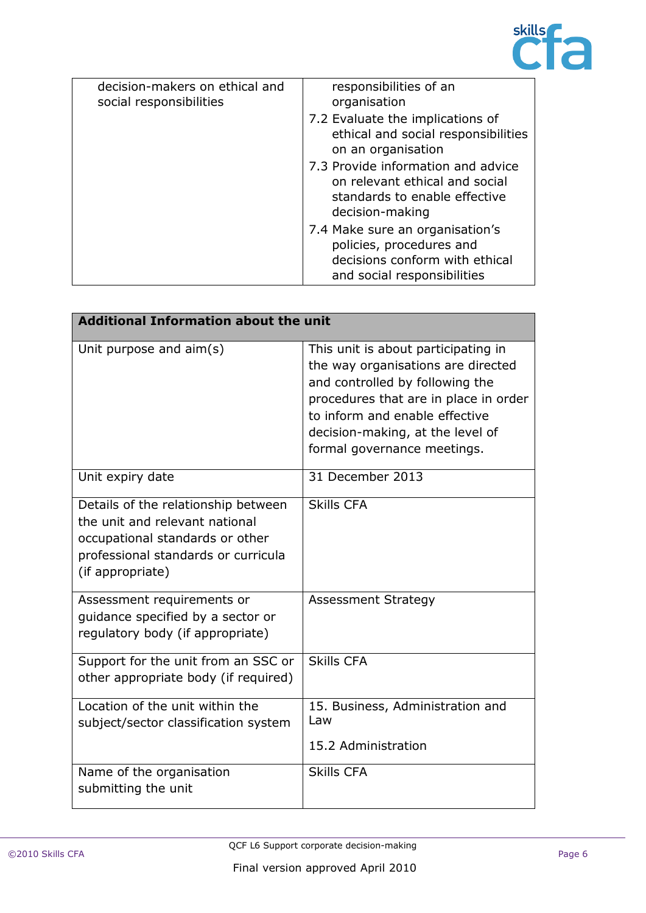| | |
|---|---|
| decision-makers on ethical and social responsibilities | responsibilities of an organisation<br>7.2 Evaluate the implications of ethical and social responsibilities on an organisation<br>7.3 Provide information and advice on relevant ethical and social standards to enable effective decision-making<br>7.4 Make sure an organisation's policies, procedures and decisions conform with ethical and social responsibilities |

| **Additional Information about the unit** | |
|---|---|
| Unit purpose and aim(s) | This unit is about participating in the way organisations are directed and controlled by following the procedures that are in place in order to inform and enable effective decision-making, at the level of formal governance meetings. |
| Unit expiry date | 31 December 2013 |
| Details of the relationship between the unit and relevant national occupational standards or other professional standards or curricula (if appropriate) | Skills CFA |
| Assessment requirements or guidance specified by a sector or regulatory body (if appropriate) | Assessment Strategy |
| Support for the unit from an SSC or other appropriate body (if required) | Skills CFA |
| Location of the unit within the subject/sector classification system | 15. Business, Administration and Law<br><br>15.2 Administration |
| Name of the organisation submitting the unit | Skills CFA |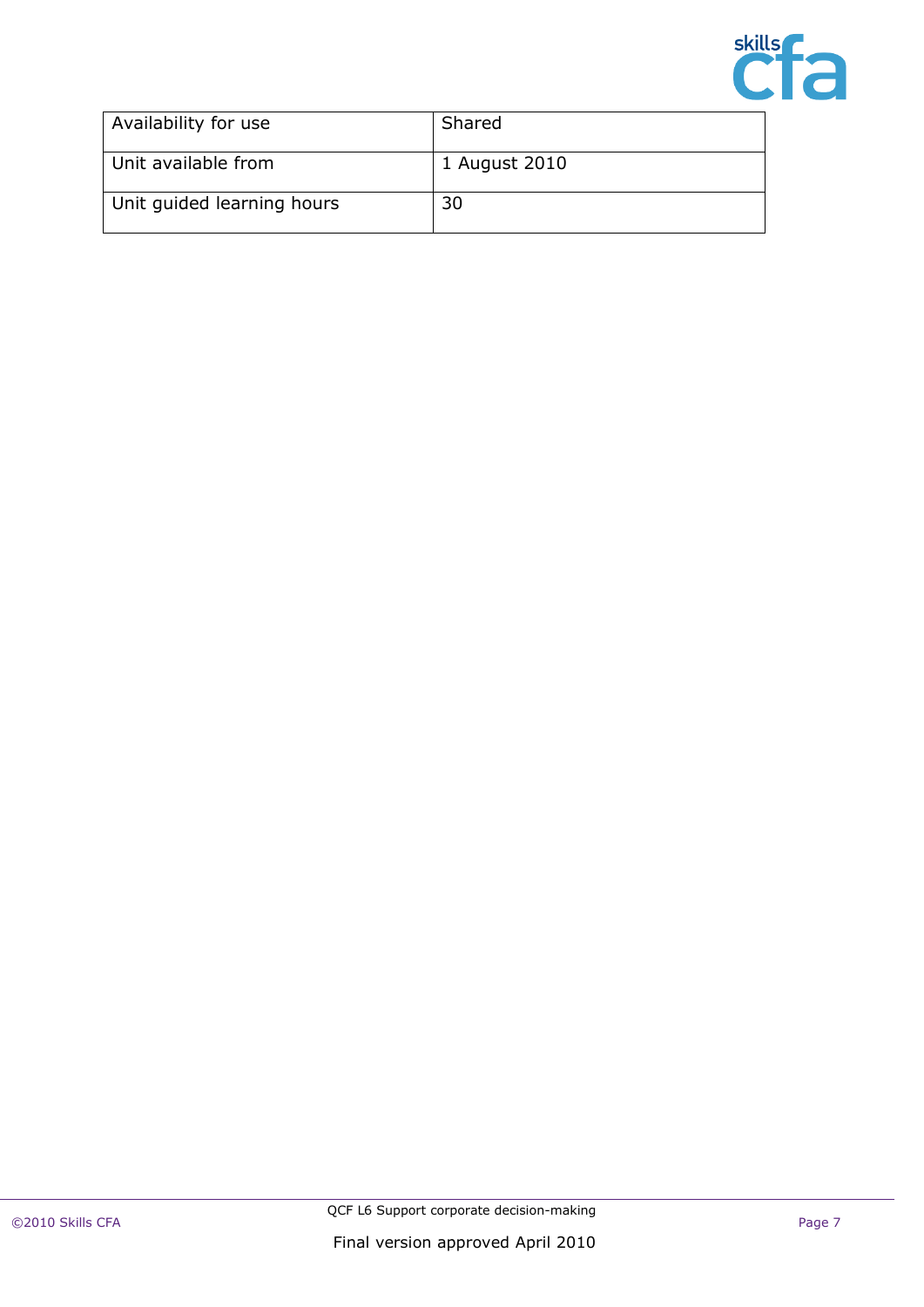| | |
|---|---|
| Availability for use | Shared |
| Unit available from | 1 August 2010 |
| Unit guided learning hours | 30 |